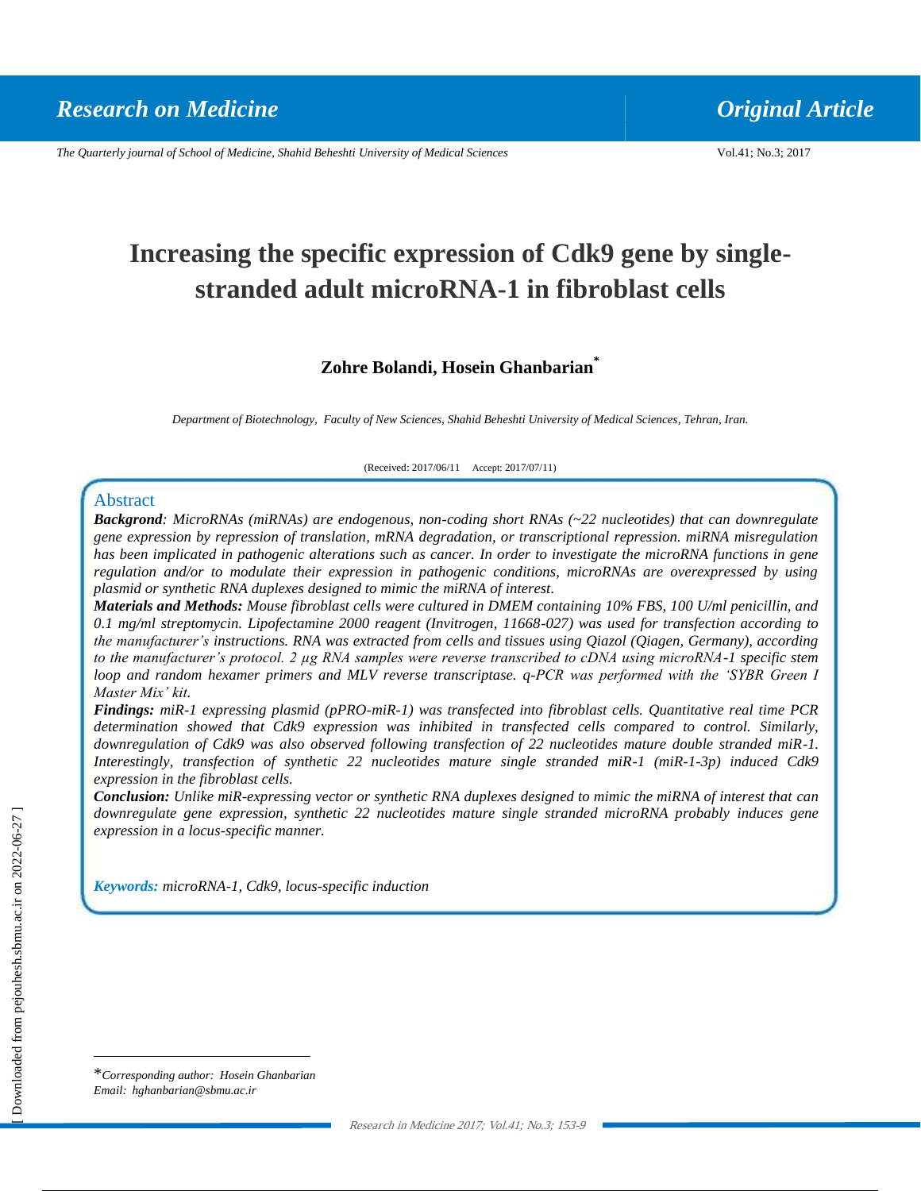# Increasing the specific expression of Cdk9 gene by single-stranded adult microRNA-1 in fibroblast cells

**Zohre Bolandi, Hosein Ghanbarian***

*Department of Biotechnology, Faculty of New Sciences, Shahid Beheshti University of Medical Sciences, Tehran, Iran.*

(Received: 2017/06/11 Accept: 2017/07/11)

## Abstract

***Backgrond**: MicroRNAs (miRNAs) are endogenous, non-coding short RNAs (~22 nucleotides) that can downregulate gene expression by repression of translation, mRNA degradation, or transcriptional repression. miRNA misregulation has been implicated in pathogenic alterations such as cancer. In order to investigate the microRNA functions in gene regulation and/or to modulate their expression in pathogenic conditions, microRNAs are overexpressed by using plasmid or synthetic RNA duplexes designed to mimic the miRNA of interest.*

***Materials and Methods:** Mouse fibroblast cells were cultured in DMEM containing 10% FBS, 100 U/ml penicillin, and 0.1 mg/ml streptomycin. Lipofectamine 2000 reagent (Invitrogen, 11668-027) was used for transfection according to the manufacturer's instructions. RNA was extracted from cells and tissues using Qiazol (Qiagen, Germany), according to the manufacturer's protocol. 2 µg RNA samples were reverse transcribed to cDNA using microRNA-1 specific stem loop and random hexamer primers and MLV reverse transcriptase. q-PCR was performed with the 'SYBR Green I Master Mix' kit.*

***Findings:** miR-1 expressing plasmid (pPRO-miR-1) was transfected into fibroblast cells. Quantitative real time PCR determination showed that Cdk9 expression was inhibited in transfected cells compared to control. Similarly, downregulation of Cdk9 was also observed following transfection of 22 nucleotides mature double stranded miR-1. Interestingly, transfection of synthetic 22 nucleotides mature single stranded miR-1 (miR-1-3p) induced Cdk9 expression in the fibroblast cells.*

***Conclusion:** Unlike miR-expressing vector or synthetic RNA duplexes designed to mimic the miRNA of interest that can downregulate gene expression, synthetic 22 nucleotides mature single stranded microRNA probably induces gene expression in a locus-specific manner.*

***Keywords:** microRNA-1, Cdk9, locus-specific induction*

---

**Corresponding author: Hosein Ghanbarian*
*Email: hghanbarian@sbmu.ac.ir*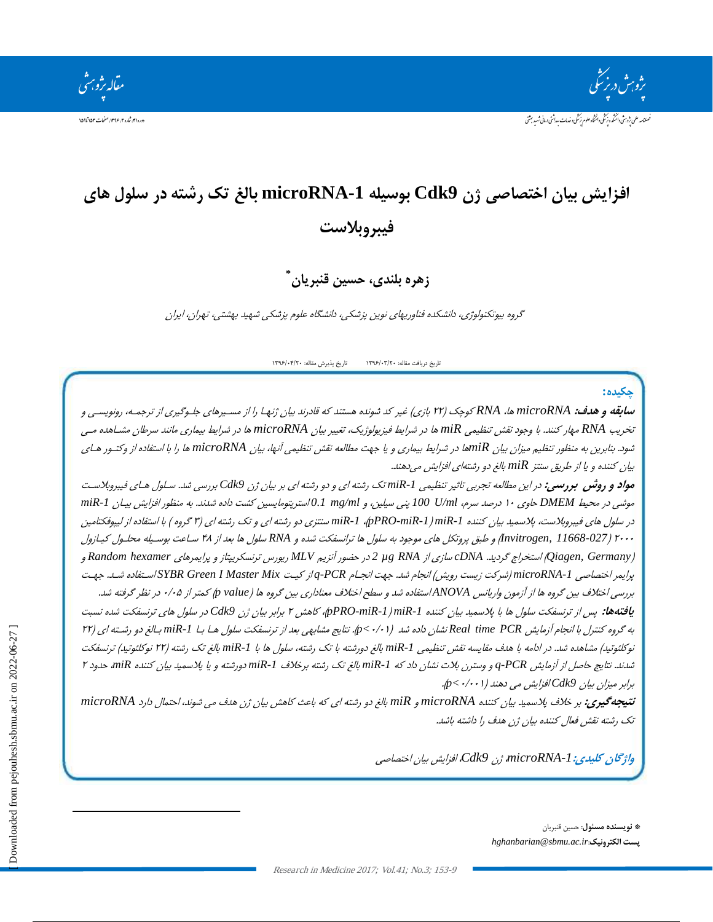# افزایش بیان اختصاصی ژن Cdk9 بوسیله microRNA-1 بالغ تک رشته در سلول های فیبروبلاست

**زهره بلندی، حسین قنبریان***

*گروه بیوتکنولوژی، دانشکده فناوریهای نوین پزشکی، دانشگاه علوم پزشکی شهید بهشتی، تهران، ایران*

تاریخ دریافت مقاله: ۱۳۹۶/۰۳/۲۰ تاریخ پذیرش مقاله: ۱۳۹۶/۰۴/۲۰

## چکیده:

***سابقه و هدف:*** *microRNA ها، RNA کوچک (۲۲ بازی) غیر کد شونده هستند که قادرند بیان ژنها را از مسیرهای جلوگیری از ترجمه، رونویسی و تخریب RNA مهار کنند. با وجود نقش تنظیمی miR ها در شرایط فیزیولوژیک، تغییر بیان microRNA ها در شرایط بیماری مانند سرطان مشاهده می شود. بنابرین به منظور تنظیم میزان بیان miRها در شرایط بیماری و یا جهت مطالعه نقش تنظیمی آنها، بیان microRNA ها را با استفاده از وکتور های بیان کننده و یا از طریق سنتز miR بالغ دو رشته‌ای افزایش می‌دهند.*

***مواد و روش بررسی:*** *در این مطالعه تجربی تاثیر تنظیمی miR-1 تک رشته ای و دو رشته ای بر بیان ژن Cdk9 بررسی شد. سلول های فیبروبلاست موشی در محیط DMEM حاوی ۱۰ درصد سرم، 100 U/ml پنی سیلین، و 0.1 mg/ml استرپتومایسین کشت داده شدند. به منظور افزایش بیان miR-1 در سلول های فیبروبلاست، پلاسمید بیان کننده miR-1 (pPRO-miR-1)، miR-1 سنتزی دو رشته ای و تک رشته ای (۳ گروه) با استفاده از لیپوفکتامین ۲۰۰۰ (Invitrogen, 11668-027) و طبق پروتکل های موجود به سلول ها ترانسفکت شده و RNA سلول ها بعد از ۴۸ ساعت بوسیله محلول کیازول (Qiagen, Germany) استخراج گردید. cDNA سازی از 2 µg RNA در حضور آنزیم MLV ریورس ترنسکریپتاز و پرایمرهای Random hexamer و پرایمر اختصاصی microRNA-1 (شرکت زیست رویش) انجام شد. جهت انجام q-PCR از کیت SYBR Green I Master Mix استفاده شد. جهت بررسی اختلاف بین گروه ها از آزمون واریانس ANOVA استفاده شد و سطح اختلاف معناداری بین گروه ها (p value) کمتر از ۰/۰۵ در نظر گرفته شد.*

***یافته‌ها:*** *پس از ترنسفکت سلول ها با پلاسمید بیان کننده miR-1 (pPRO-miR-1)، کاهش ۲ برابر بیان ژن Cdk9 در سلول های ترنسفکت شده نسبت به گروه کنترل با انجام آزمایش Real time PCR نشان داده شد (p<۰/۰۱). نتایج مشابهی بعد از ترنسفکت سلول ها با miR-1 بالغ دو رشته ای (۲۲ نوکلئوتید) مشاهده شد. در ادامه با هدف مقایسه نقش تنظیمی miR-1 بالغ دورشته با تک رشته، سلول ها با miR-1 بالغ تک رشته (۲۲ نوکلئوتید) ترنسفکت شدند. نتایج حاصل از آزمایش q-PCR و وسترن بلات نشان داد که miR-1 بالغ تک رشته برخلاف miR-1 دورشته و یا پلاسمید بیان کننده miR، حدود ۲ برابر میزان بیان Cdk9 افزایش می دهند (p<۰/۰۰۱).*

***نتیجه‌گیری:*** *بر خلاف پلاسمید بیان کننده microRNA و miR بالغ دو رشته ای که باعث کاهش بیان ژن هدف می شوند، احتمال دارد microRNA تک رشته نقش فعال کننده بیان ژن هدف را داشته باشد.*

***واژگان کلیدی:*** *microRNA-1، ژن Cdk9، افزایش بیان اختصاصی*

---

***نویسنده مسئول:** حسین قنبریان

**پست الکترونیک:** hghanbarian@sbmu.ac.ir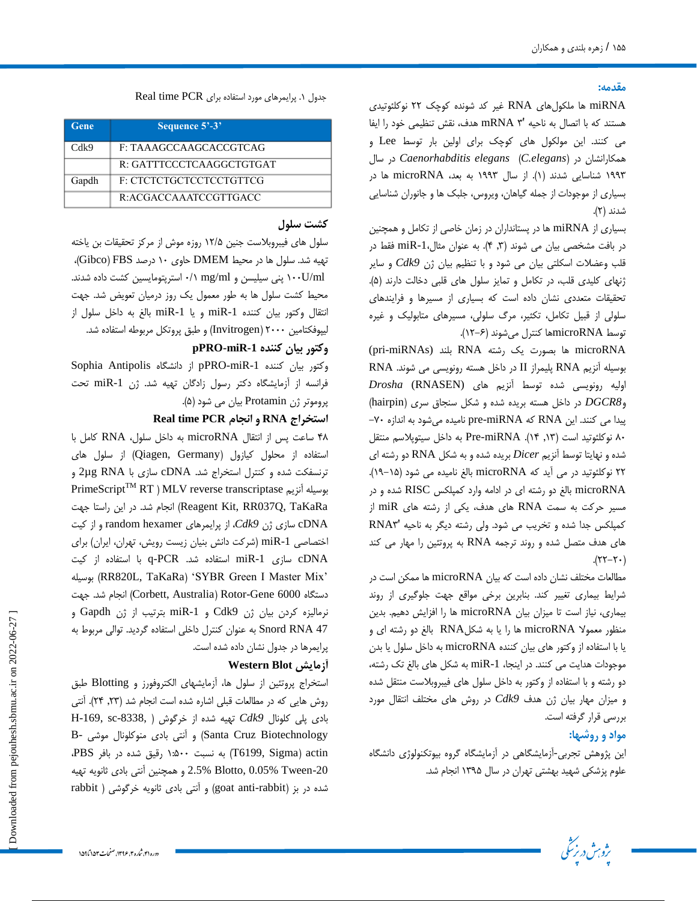## مقدمه:

miRNA ها ملکول‌های RNA غیر کد شونده کوچک ۲۲ نوکلئوتیدی هستند که با اتصال به ناحیه ۳' mRNA هدف، نقش تنظیمی خود را ایفا می کنند. این مولکول های کوچک برای اولین بار توسط Lee و همکارانش در *Caenorhabditis elegans* (*C.elegans*) در سال ۱۹۹۳ شناسایی شدند (۱). از سال ۱۹۹۳ به بعد، microRNA ها در بسیاری از موجودات از جمله گیاهان، ویروس، جلبک ها و جانوران شناسایی شدند (۲).

بسیاری از miRNA ها در پستانداران در زمان خاصی از تکامل و همچنین در بافت مشخصی بیان می شوند (۳, ۴). به عنوان مثال،miR-1 فقط در قلب وعضلات اسکلتی بیان می شود و با تنظیم بیان ژن *Cdk9* و سایر ژنهای کلیدی قلب، در تکامل و تمایز سلول های قلبی دخالت دارند (۵). تحقیقات متعددی نشان داده است که بسیاری از مسیرها و فرایندهای سلولی از قبیل تکامل، تکثیر، مرگ سلولی، مسیرهای متابولیک و غیره توسط microRNAها کنترل می‌شوند (۶-۱۲).

microRNA ها بصورت یک رشته RNA بلند (pri-miRNAs) بوسیله آنزیم RNA پلیمراز II در داخل هسته رونویسی می شوند. RNA اولیه رونویسی شده توسط آنزیم های *Drosha* (RNASEN) و*DGCR8* در داخل هسته بریده شده و شکل سنجاق سری (hairpin) پیدا می کنند. این RNA که pre-miRNA نامیده می‌شود به اندازه ۷۰-۸۰ نوکلئوتید است (۱۳, ۱۴). Pre-miRNA به داخل سیتوپلاسم منتقل شده و نهایتا توسط آنزیم *Dicer* بریده شده و به شکل RNA دو رشته ای ۲۲ نوکلئوتید در می آید که microRNA بالغ نامیده می شود (۱۵-۱۹). microRNA بالغ دو رشته ای در ادامه وارد کمپلکس RISC شده و در مسیر حرکت به سمت RNA های هدف، یکی از رشته های miR از کمپلکس جدا شده و تخریب می شود. ولی رشته دیگر به ناحیه ۳'RNA های هدف متصل شده و روند ترجمه RNA به پروتئین را مهار می کند (۲۰-۲۲).

مطالعات مختلف نشان داده است که بیان microRNA ها ممکن است در شرایط بیماری تغییر کند. بنابرین برخی مواقع جهت جلوگیری از روند بیماری، نیاز است تا میزان بیان microRNA ها را افزایش دهیم. بدین منظور معمولا microRNA ها را یا به شکلRNA بالغ دو رشته ای و یا با استفاده از وکتور های بیان کننده microRNA به داخل سلول یا بدن موجودات هدایت می کنند. در اینجا، miR-1 به شکل های بالغ تک رشته، دو رشته و با استفاده از وکتور به داخل سلول های فیبروبلاست منتقل شده و میزان مهار بیان ژن هدف *Cdk9* در روش های مختلف انتقال مورد بررسی قرار گرفته است.

## مواد و روشها:

این پژوهش تجربی-آزمایشگاهی در آزمایشگاه گروه بیوتکنولوژی دانشگاه علوم پزشکی شهید بهشتی تهران در سال ۱۳۹۵ انجام شد.

جدول ۱. پرایمرهای مورد استفاده برای Real time PCR

| Gene | Sequence 5'-3' |
|---|---|
| Cdk9 | F: TAAAGCCAAGCACCGTCAG |
| | R: GATTTCCCTCAAGGCTGTGAT |
| Gapdh | F: CTCTCTGCTCCTCCTGTTCG |
| | R:ACGACCAAATCCGTTGACC |

### کشت سلول

سلول های فیبروبلاست جنین ۱۲/۵ روزه موش از مرکز تحقیقات بن یاخته تهیه شد. سلول ها در محیط DMEM حاوی ۱۰ درصد FBS (Gibco)، ۱۰۰U/ml پنی سیلیس و ۰/۱ mg/ml استرپتومایسین کشت داده شدند. محیط کشت سلول ها به طور معمول یک روز درمیان تعویض شد. جهت انتقال وکتور بیان کننده miR-1 و یا miR-1 بالغ به داخل سلول از لیپوفکتامین ۲۰۰۰ (Invitrogen) و طبق پروتکل مربوطه استفاده شد.

### وکتور بیان کننده pPRO-miR-1

وکتور بیان کننده pPRO-miR-1 از دانشگاه Sophia Antipolis فرانسه از آزمایشگاه دکتر رسول زادگان تهیه شد. ژن miR-1 تحت پروموتر ژن Protamin بیان می شود (۵).

### استخراج RNA و انجام Real time PCR

۴۸ ساعت پس از انتقال microRNA به داخل سلول، RNA کامل با استفاده از محلول کیازول (Qiagen, Germany) از سلول های ترنسفکت شده و کنترل استخراج شد. cDNA سازی با 2µg RNA و بوسیله آنزیم PrimeScript™ RT ) MLV reverse transcriptase (Reagent Kit, RR037Q, TaKaRa انجام شد. در این راستا جهت cDNA سازی ژن *Cdk9*، از پرایمرهای random hexamer و از کیت اختصاصی miR-1 (شرکت دانش بنیان زیست رویش، تهران، ایران) برای cDNA سازی miR-1 استفاده شد. q-PCR با استفاده از کیت 'SYBR Green I Master Mix' (RR820L, TaKaRa) بوسیله دستگاه Rotor-Gene 6000 (Corbett, Australia) انجام شد. جهت نرمالیزه کردن بیان ژن Cdk9 و miR-1 بترتیب از ژن Gapdh و Snord RNA 47 به عنوان کنترل داخلی استفاده گردید. توالی مربوط به پرایمرها در جدول نشان داده شده است.

### آزمایش Western Blot

استخراج پروتئین از سلول ها، آزمایشهای الکتروفورز و Blotting طبق روش هایی که در مطالعات قبلی اشاره شده است انجام شد (۲۳, ۲۴). آنتی بادی پلی کلونال *Cdk9* تهیه شده از خرگوش ( H-169, sc-8338, Santa Cruz Biotechnology) و آنتی بادی منوکلونال موشی B-actin (T6199, Sigma) به نسبت ۱:۵۰۰ رقیق شده در بافر PBS، 2.5% Blotto, 0.05% Tween-20 و همچنین آنتی بادی ثانویه تهیه شده در بز (goat anti-rabbit) و آنتی بادی ثانویه خرگوشی ( rabbit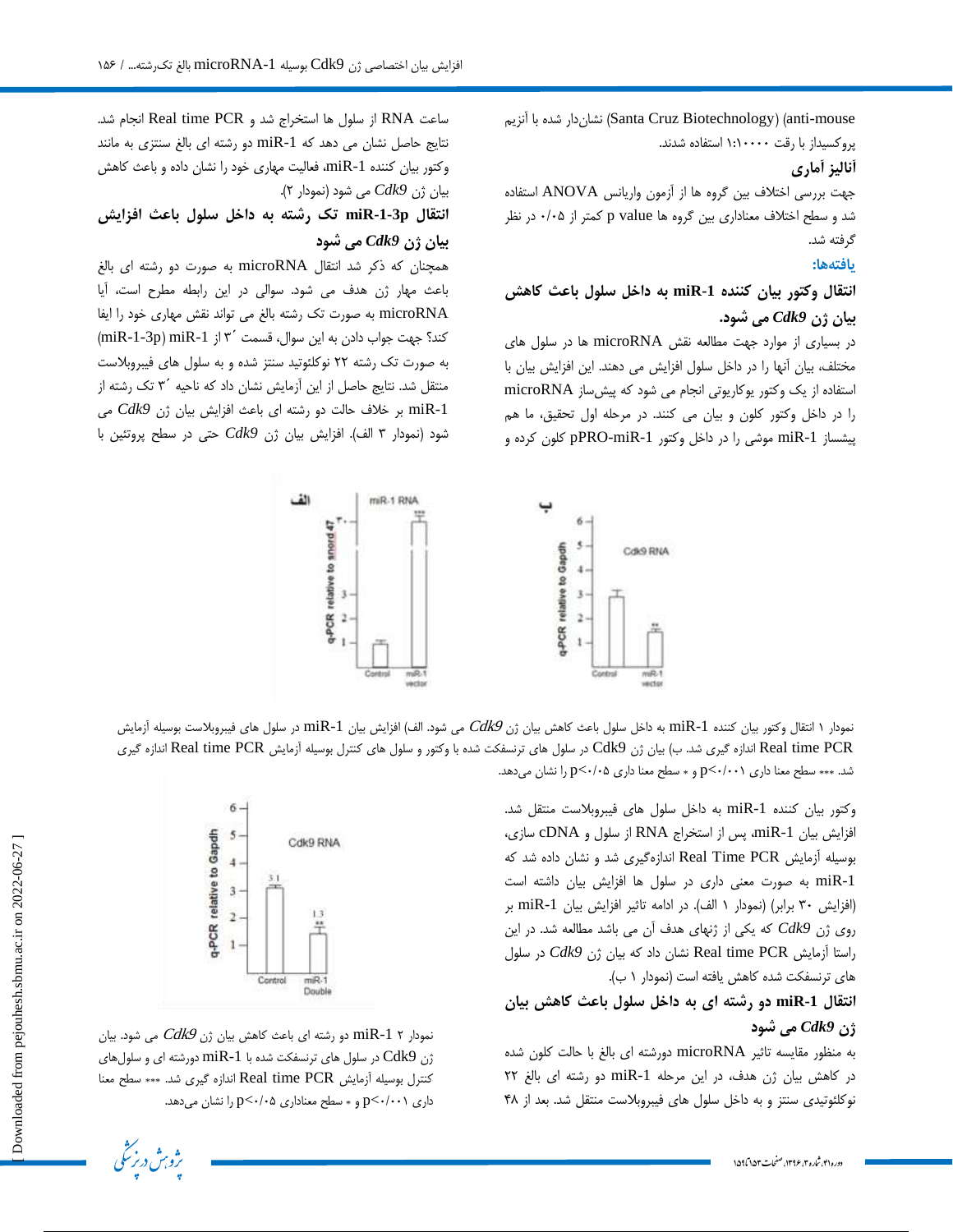(anti-mouse (Santa Cruz Biotechnology نشان‌دار شده با آنزیم پروکسیداز با رقت ۱:۱۰۰۰۰ استفاده شدند.

### آنالیز آماری

جهت بررسی اختلاف بین گروه ها از آزمون واریانس ANOVA استفاده شد و سطح اختلاف معناداری بین گروه ها p value کمتر از ۰/۰۵ در نظر گرفته شد.

## یافته‌ها:

### انتقال وکتور بیان کننده miR-1 به داخل سلول باعث کاهش بیان ژن *Cdk9* می شود.

در بسیاری از موارد جهت مطالعه نقش microRNA ها در سلول های مختلف، بیان آنها را در داخل سلول افزایش می دهند. این افزایش بیان با استفاده از یک وکتور یوکاریوتی انجام می شود که پیش‌ساز microRNA را در داخل وکتور کلون و بیان می کنند. در مرحله اول تحقیق، ما هم پیشساز miR-1 موشی را در داخل وکتور pPRO-miR-1 کلون کرده و وکتور بیان کننده miR-1 به داخل سلول های فیبروبلاست منتقل شد. افزایش بیان miR-1، پس از استخراج RNA از سلول و cDNA سازی، بوسیله آزمایش Real Time PCR اندازه‌گیری شد و نشان داده شد که miR-1 به صورت معنی داری در سلول ها افزایش بیان داشته است (افزایش ۳۰ برابر) (نمودار ۱ الف). در ادامه تاثیر افزایش بیان miR-1 بر روی ژن *Cdk9* که یکی از ژنهای هدف آن می باشد مطالعه شد. در این راستا آزمایش Real time PCR نشان داد که بیان ژن *Cdk9* در سلول های ترنسفکت شده کاهش یافته است (نمودار ۱ ب).

### انتقال miR-1 دو رشته ای به داخل سلول باعث کاهش بیان ژن *Cdk9* می شود

به منظور مقایسه تاثیر microRNA دورشته ای بالغ با حالت کلون شده در کاهش بیان ژن هدف، در این مرحله miR-1 دو رشته ای بالغ ۲۲ نوکلئوتیدی سنتز و به داخل سلول های فیبروبلاست منتقل شد. بعد از ۴۸ ساعت RNA از سلول ها استخراج شد و Real time PCR انجام شد. نتایج حاصل نشان می دهد که miR-1 دو رشته ای بالغ سنتزی به مانند وکتور بیان کننده miR-1، فعالیت مهاری خود را نشان داده و باعث کاهش بیان ژن *Cdk9* می شود (نمودار ۲).

### انتقال miR-1-3p تک رشته به داخل سلول باعث افزایش بیان ژن *Cdk9* می شود

همچنان که ذکر شد انتقال microRNA به صورت دو رشته ای بالغ باعث مهار ژن هدف می شود. سوالی در این رابطه مطرح است، آیا microRNA به صورت تک رشته بالغ می تواند نقش مهاری خود را ایفا کند؟ جهت جواب دادن به این سوال، قسمت ´۳ از miR-1 (miR-1-3p) به صورت تک رشته ۲۲ نوکلئوتید سنتز شده و به سلول های فیبروبلاست منتقل شد. نتایج حاصل از این آزمایش نشان داد که ناحیه ´۳ تک رشته از miR-1 بر خلاف حالت دو رشته ای باعث افزایش بیان ژن *Cdk9* می شود (نمودار ۳ الف). افزایش بیان ژن *Cdk9* حتی در سطح پروتئین با

نمودار ۱ انتقال وکتور بیان کننده miR-1 به داخل سلول باعث کاهش بیان ژن *Cdk9* می شود. الف) افزایش بیان miR-1 در سلول های فیبروبلاست بوسیله آزمایش Real time PCR اندازه گیری شد. ب) بیان ژن Cdk9 در سلول های ترنسفکت شده با وکتور و سلول های کنترل بوسیله آزمایش Real time PCR اندازه گیری شد. *** سطح معنا داری $p<0.001$ و * سطح معنا داری $p<0.05$ را نشان می‌دهد.

نمودار ۲ miR-1 دو رشته ای باعث کاهش بیان ژن *Cdk9* می شود. بیان ژن Cdk9 در سلول های ترنسفکت شده با miR-1 دورشته ای و سلول‌های کنترل بوسیله آزمایش Real time PCR اندازه گیری شد. *** سطح معنا داری $p<0.001$ و * سطح معناداری $p<0.05$ را نشان می‌دهد.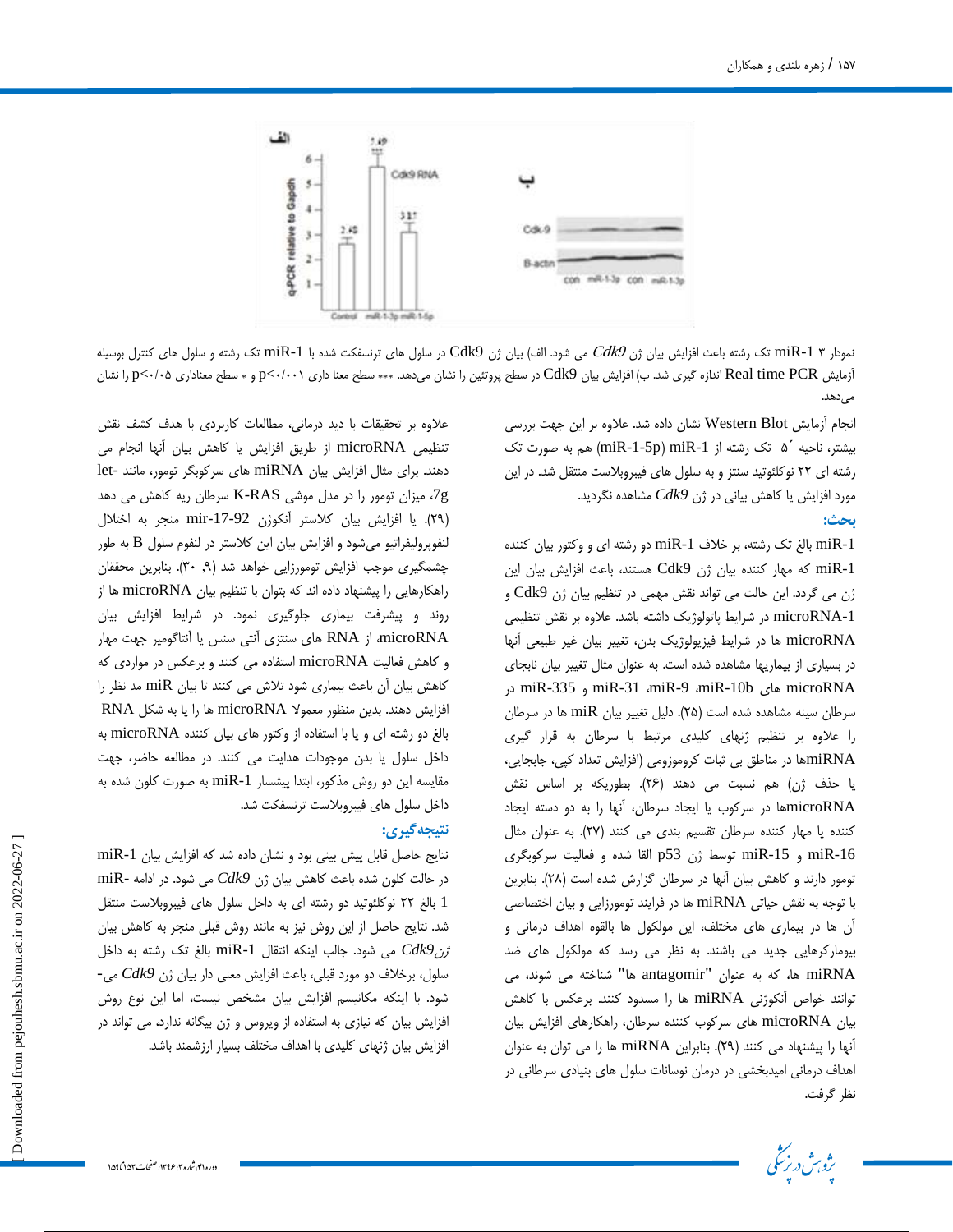نمودار ۳ miR-1 تک رشته باعث افزایش بیان ژن *Cdk9* می شود. الف) بیان ژن Cdk9 در سلول های ترنسفکت شده با miR-1 تک رشته و سلول های کنترل بوسیله آزمایش Real time PCR اندازه گیری شد. ب) افزایش بیان Cdk9 در سطح پروتئین را نشان می‌دهد. *** سطح معنا داری p<۰/۰۰۱ و * سطح معناداری p<۰/۰۵ را نشان می‌دهد.

انجام آزمایش Western Blot نشان داده شد. علاوه بر این جهت بررسی بیشتر، ناحیه ´۵ تک رشته از miR-1 (miR-1-5p) هم به صورت تک رشته ای ۲۲ نوکلئوتید سنتز و به سلول های فیبروبلاست منتقل شد. در این مورد افزایش یا کاهش بیانی در ژن *Cdk9* مشاهده نگردید.

## بحث:

miR-1 بالغ تک رشته، بر خلاف miR-1 دو رشته ای و وکتور بیان کننده miR-1 که مهار کننده بیان ژن Cdk9 هستند، باعث افزایش بیان این ژن می گردد. این حالت می تواند نقش مهمی در تنظیم بیان ژن Cdk9 و microRNA-1 در شرایط پاتولوژیک داشته باشد. علاوه بر نقش تنظیمی microRNA ها در شرایط فیزیولوژیک بدن، تغییر بیان غیر طبیعی آنها در بسیاری از بیماریها مشاهده شده است. به عنوان مثال تغییر بیان نابجای microRNA های miR-10b، miR-9، miR-31 و miR-335 در سرطان سینه مشاهده شده است (۲۵). دلیل تغییر بیان miR ها در سرطان را علاوه بر تنظیم ژنهای کلیدی مرتبط با سرطان به قرار گیری miRNAها در مناطق بی ثبات کروموزومی (افزایش تعداد کپی، جابجایی، یا حذف ژن) هم نسبت می دهند (۲۶). بطوریکه بر اساس نقش microRNAها در سرکوب یا ایجاد سرطان، آنها را به دو دسته ایجاد کننده یا مهار کننده سرطان تقسیم بندی می کنند (۲۷). به عنوان مثال miR-16 و miR-15 توسط ژن p53 القا شده و فعالیت سرکوبگری تومور دارند و کاهش بیان آنها در سرطان گزارش شده است (۲۸). بنابرین با توجه به نقش حیاتی miRNA ها در فرایند تومورزایی و بیان اختصاصی آن ها در بیماری های مختلف، این مولکول ها بالقوه اهداف درمانی و بیومارکرهایی جدید می باشند. به نظر می رسد که مولکول های ضد miRNA ها، که به عنوان "antagomir ها" شناخته می شوند، می توانند خواص آنکوژنی miRNA ها را مسدود کنند. برعکس با کاهش بیان microRNA های سرکوب کننده سرطان، راهکارهای افزایش بیان آنها را پیشنهاد می کنند (۲۹). بنابراین miRNA ها را می توان به عنوان اهداف درمانی امیدبخشی در درمان نوسانات سلول های بنیادی سرطانی در نظر گرفت.

علاوه بر تحقیقات با دید درمانی، مطالعات کاربردی با هدف کشف نقش تنظیمی microRNA از طریق افزایش یا کاهش بیان آنها انجام می دهند. برای مثال افزایش بیان miRNA های سرکوبگر تومور، مانند let-7g، میزان تومور را در مدل موشی K-RAS سرطان ریه کاهش می دهد (۲۹). یا افزایش بیان کلاستر آنکوژن mir-17-92 منجر به اختلال لنفوپرولیفراتیو می‌شود و افزایش بیان این کلاستر در لنفوم سلول B به طور چشمگیری موجب افزایش تومورزایی خواهد شد (۹، ۳۰). بنابرین محققان راهکارهایی را پیشنهاد داده اند که بتوان با تنظیم بیان microRNA ها از روند و پیشرفت بیماری جلوگیری نمود. در شرایط افزایش بیان microRNA، از RNA های سنتزی آنتی سنس یا آنتاگومیر جهت مهار و کاهش فعالیت microRNA استفاده می کنند و برعکس در مواردی که کاهش بیان آن باعث بیماری شود تلاش می کنند تا بیان miR مد نظر را افزایش دهند. بدین منظور معمولا microRNA ها را یا به شکل RNA بالغ دو رشته ای و یا با استفاده از وکتور های بیان کننده microRNA به داخل سلول یا بدن موجودات هدایت می کنند. در مطالعه حاضر، جهت مقایسه این دو روش مذکور، ابتدا پیشساز miR-1 به صورت کلون شده به داخل سلول های فیبروبلاست ترنسفکت شد.

## نتیجه‌گیری:

نتایج حاصل قابل پیش بینی بود و نشان داده شد که افزایش بیان miR-1 در حالت کلون شده باعث کاهش بیان ژن *Cdk9* می شود. در ادامه miR-1 بالغ ۲۲ نوکلئوتید دو رشته ای به داخل سلول های فیبروبلاست منتقل شد. نتایج حاصل از این روش نیز به مانند روش قبلی منجر به کاهش بیان *ژنCdk9* می شود. جالب اینکه انتقال miR-1 بالغ تک رشته به داخل سلول، برخلاف دو مورد قبلی، باعث افزایش معنی دار بیان ژن *Cdk9* می-شود. با اینکه مکانیسم افزایش بیان مشخص نیست، اما این نوع روش افزایش بیان که نیازی به استفاده از ویروس و ژن بیگانه ندارد، می تواند در افزایش بیان ژنهای کلیدی به اهداف مختلف بسیار ارزشمند باشد.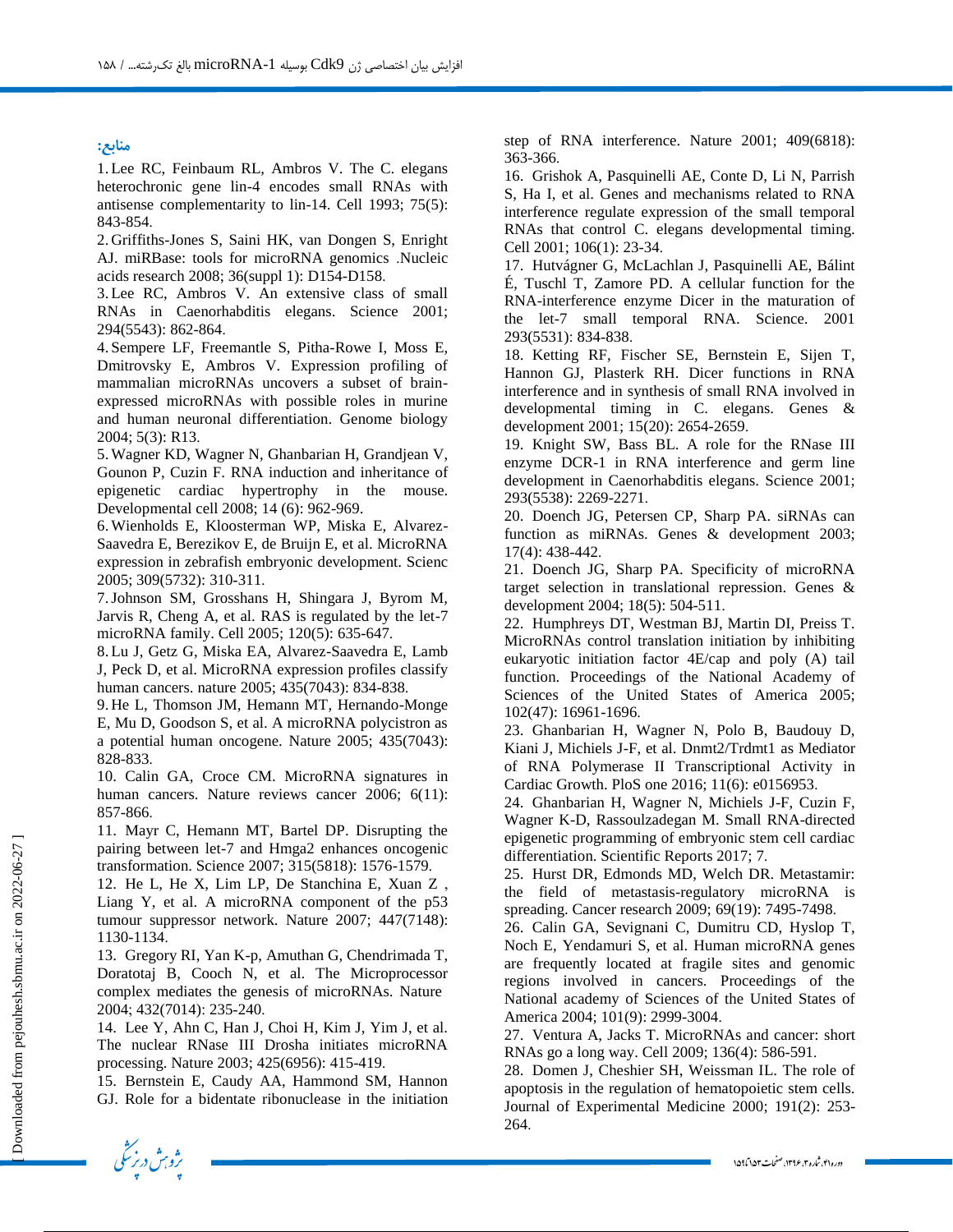## منابع:

1. Lee RC, Feinbaum RL, Ambros V. The C. elegans heterochronic gene lin-4 encodes small RNAs with antisense complementarity to lin-14. Cell 1993; 75(5): 843-854.
2. Griffiths-Jones S, Saini HK, van Dongen S, Enright AJ. miRBase: tools for microRNA genomics .Nucleic acids research 2008; 36(suppl 1): D154-D158.
3. Lee RC, Ambros V. An extensive class of small RNAs in Caenorhabditis elegans. Science 2001; 294(5543): 862-864.
4. Sempere LF, Freemantle S, Pitha-Rowe I, Moss E, Dmitrovsky E, Ambros V. Expression profiling of mammalian microRNAs uncovers a subset of brain-expressed microRNAs with possible roles in murine and human neuronal differentiation. Genome biology 2004; 5(3): R13.
5. Wagner KD, Wagner N, Ghanbarian H, Grandjean V, Gounon P, Cuzin F. RNA induction and inheritance of epigenetic cardiac hypertrophy in the mouse. Developmental cell 2008; 14 (6): 962-969.
6. Wienholds E, Kloosterman WP, Miska E, Alvarez-Saavedra E, Berezikov E, de Bruijn E, et al. MicroRNA expression in zebrafish embryonic development. Scienc 2005; 309(5732): 310-311.
7. Johnson SM, Grosshans H, Shingara J, Byrom M, Jarvis R, Cheng A, et al. RAS is regulated by the let-7 microRNA family. Cell 2005; 120(5): 635-647.
8. Lu J, Getz G, Miska EA, Alvarez-Saavedra E, Lamb J, Peck D, et al. MicroRNA expression profiles classify human cancers. nature 2005; 435(7043): 834-838.
9. He L, Thomson JM, Hemann MT, Hernando-Monge E, Mu D, Goodson S, et al. A microRNA polycistron as a potential human oncogene. Nature 2005; 435(7043): 828-833.
10. Calin GA, Croce CM. MicroRNA signatures in human cancers. Nature reviews cancer 2006; 6(11): 857-866.
11. Mayr C, Hemann MT, Bartel DP. Disrupting the pairing between let-7 and Hmga2 enhances oncogenic transformation. Science 2007; 315(5818): 1576-1579.
12. He L, He X, Lim LP, De Stanchina E, Xuan Z , Liang Y, et al. A microRNA component of the p53 tumour suppressor network. Nature 2007; 447(7148): 1130-1134.
13. Gregory RI, Yan K-p, Amuthan G, Chendrimada T, Doratotaj B, Cooch N, et al. The Microprocessor complex mediates the genesis of microRNAs. Nature 2004; 432(7014): 235-240.
14. Lee Y, Ahn C, Han J, Choi H, Kim J, Yim J, et al. The nuclear RNase III Drosha initiates microRNA processing. Nature 2003; 425(6956): 415-419.
15. Bernstein E, Caudy AA, Hammond SM, Hannon GJ. Role for a bidentate ribonuclease in the initiation step of RNA interference. Nature 2001; 409(6818): 363-366.
16. Grishok A, Pasquinelli AE, Conte D, Li N, Parrish S, Ha I, et al. Genes and mechanisms related to RNA interference regulate expression of the small temporal RNAs that control C. elegans developmental timing. Cell 2001; 106(1): 23-34.
17. Hutvágner G, McLachlan J, Pasquinelli AE, Bálint É, Tuschl T, Zamore PD. A cellular function for the RNA-interference enzyme Dicer in the maturation of the let-7 small temporal RNA. Science. 2001 293(5531): 834-838.
18. Ketting RF, Fischer SE, Bernstein E, Sijen T, Hannon GJ, Plasterk RH. Dicer functions in RNA interference and in synthesis of small RNA involved in developmental timing in C. elegans. Genes & development 2001; 15(20): 2654-2659.
19. Knight SW, Bass BL. A role for the RNase III enzyme DCR-1 in RNA interference and germ line development in Caenorhabditis elegans. Science 2001; 293(5538): 2269-2271.
20. Doench JG, Petersen CP, Sharp PA. siRNAs can function as miRNAs. Genes & development 2003; 17(4): 438-442.
21. Doench JG, Sharp PA. Specificity of microRNA target selection in translational repression. Genes & development 2004; 18(5): 504-511.
22. Humphreys DT, Westman BJ, Martin DI, Preiss T. MicroRNAs control translation initiation by inhibiting eukaryotic initiation factor 4E/cap and poly (A) tail function. Proceedings of the National Academy of Sciences of the United States of America 2005; 102(47): 16961-1696.
23. Ghanbarian H, Wagner N, Polo B, Baudouy D, Kiani J, Michiels J-F, et al. Dnmt2/Trdmt1 as Mediator of RNA Polymerase II Transcriptional Activity in Cardiac Growth. PloS one 2016; 11(6): e0156953.
24. Ghanbarian H, Wagner N, Michiels J-F, Cuzin F, Wagner K-D, Rassoulzadegan M. Small RNA-directed epigenetic programming of embryonic stem cell cardiac differentiation. Scientific Reports 2017; 7.
25. Hurst DR, Edmonds MD, Welch DR. Metastamir: the field of metastasis-regulatory microRNA is spreading. Cancer research 2009; 69(19): 7495-7498.
26. Calin GA, Sevignani C, Dumitru CD, Hyslop T, Noch E, Yendamuri S, et al. Human microRNA genes are frequently located at fragile sites and genomic regions involved in cancers. Proceedings of the National academy of Sciences of the United States of America 2004; 101(9): 2999-3004.
27. Ventura A, Jacks T. MicroRNAs and cancer: short RNAs go a long way. Cell 2009; 136(4): 586-591.
28. Domen J, Cheshier SH, Weissman IL. The role of apoptosis in the regulation of hematopoietic stem cells. Journal of Experimental Medicine 2000; 191(2): 253-264.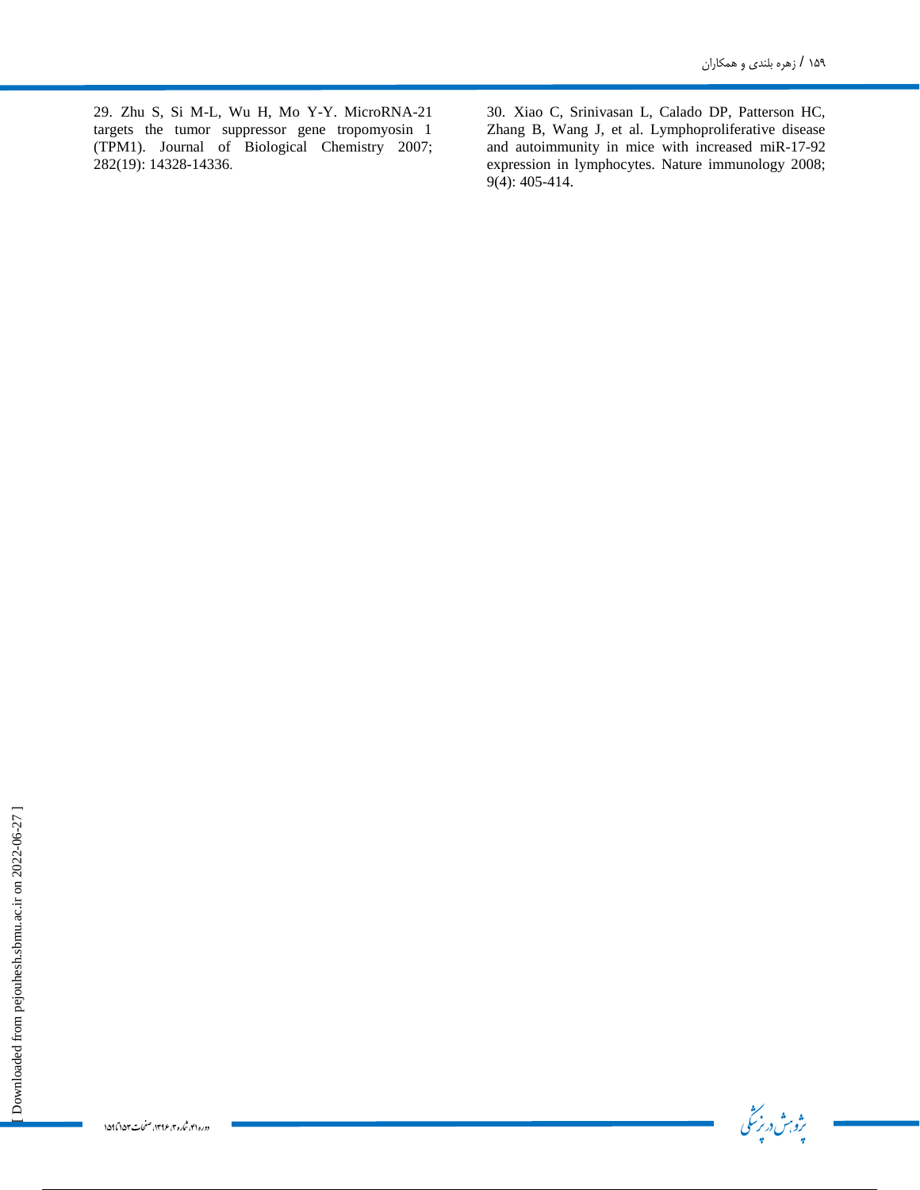29. Zhu S, Si M-L, Wu H, Mo Y-Y. MicroRNA-21 targets the tumor suppressor gene tropomyosin 1 (TPM1). Journal of Biological Chemistry 2007; 282(19): 14328-14336.

30. Xiao C, Srinivasan L, Calado DP, Patterson HC, Zhang B, Wang J, et al. Lymphoproliferative disease and autoimmunity in mice with increased miR-17-92 expression in lymphocytes. Nature immunology 2008; 9(4): 405-414.